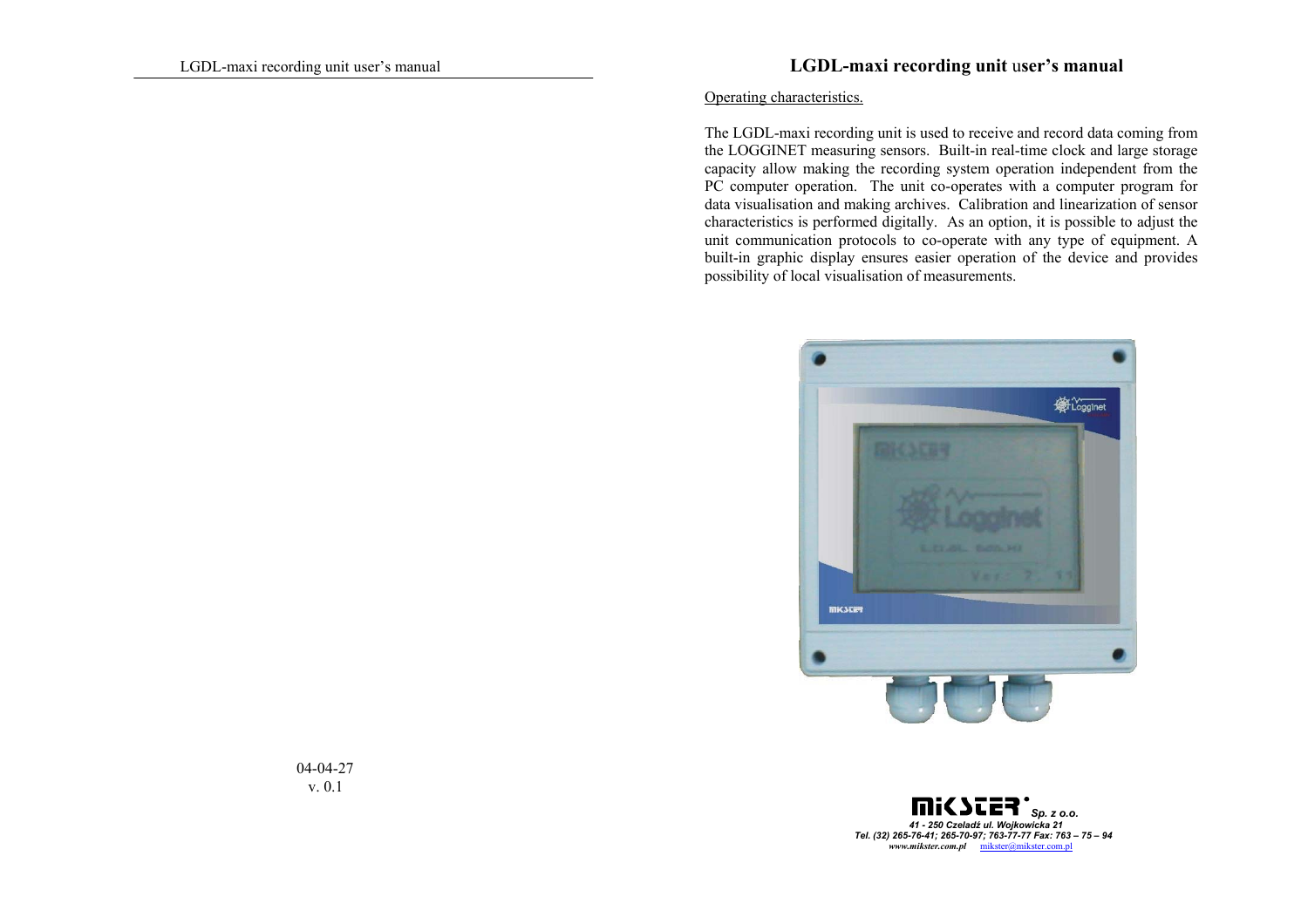04-04-27
v. 0.1

# LGDL-maxi recording unit user's manual

Operating characteristics.

The LGDL-maxi recording unit is used to receive and record data coming from the LOGGINET measuring sensors. Built-in real-time clock and large storage capacity allow making the recording system operation independent from the PC computer operation. The unit co-operates with a computer program for data visualisation and making archives. Calibration and linearization of sensor characteristics is performed digitally. As an option, it is possible to adjust the unit communication protocols to co-operate with any type of equipment. A built-in graphic display ensures easier operation of the device and provides possibility of local visualisation of measurements.

**MIKSTER** *Sp. z o.o.*
*41 - 250 Czeladź ul. Wojkowicka 21*
*Tel. (32) 265-76-41; 265-70-97; 763-77-77 Fax: 763 – 75 – 94*
*www.mikster.com.pl* mikster@mikster.com.pl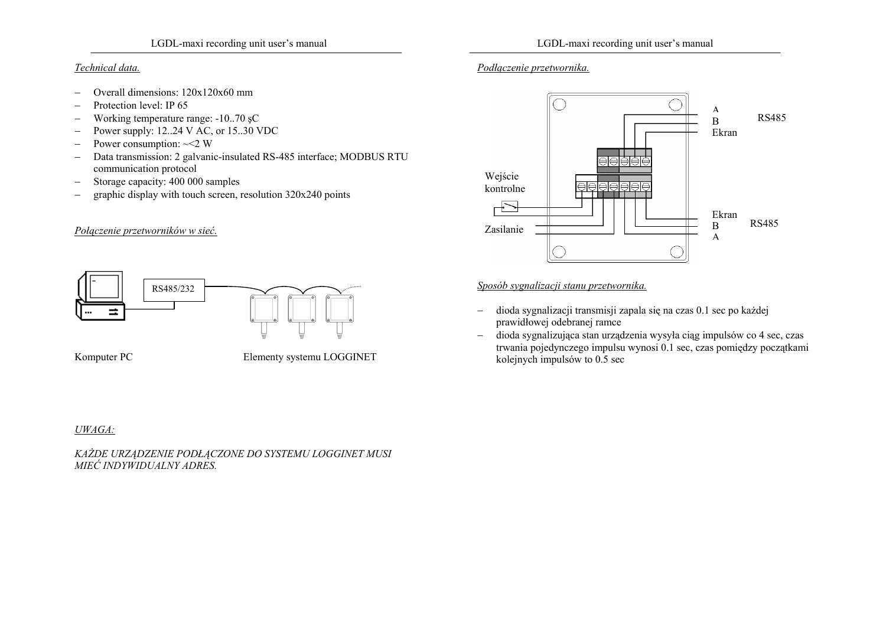*Technical data.*

- Overall dimensions: 120x120x60 mm
- Protection level: IP 65
- Working temperature range: -10..70 şC
- Power supply: 12..24 V AC, or 15..30 VDC
- Power consumption: ~<2 W
- Data transmission: 2 galvanic-insulated RS-485 interface; MODBUS RTU communication protocol
- Storage capacity: 400 000 samples
- graphic display with touch screen, resolution 320x240 points

*Połączenie przetworników w sieć.*

RS485/232

Komputer PC

Elementy systemu LOGGINET

*UWAGA:*

*KAŻDE URZĄDZENIE PODŁĄCZONE DO SYSTEMU LOGGINET MUSI MIEĆ INDYWIDUALNY ADRES.*

*Podłączenie przetwornika.*

A
B
Ekran
RS485

Wejście kontrolne

Zasilanie

Ekran
B
A
RS485

*Sposób sygnalizacji stanu przetwornika.*

- dioda sygnalizacji transmisji zapala się na czas 0.1 sec po każdej prawidłowej odebranej ramce
- dioda sygnalizująca stan urządzenia wysyła ciąg impulsów co 4 sec, czas trwania pojedynczego impulsu wynosi 0.1 sec, czas pomiędzy początkami kolejnych impulsów to 0.5 sec